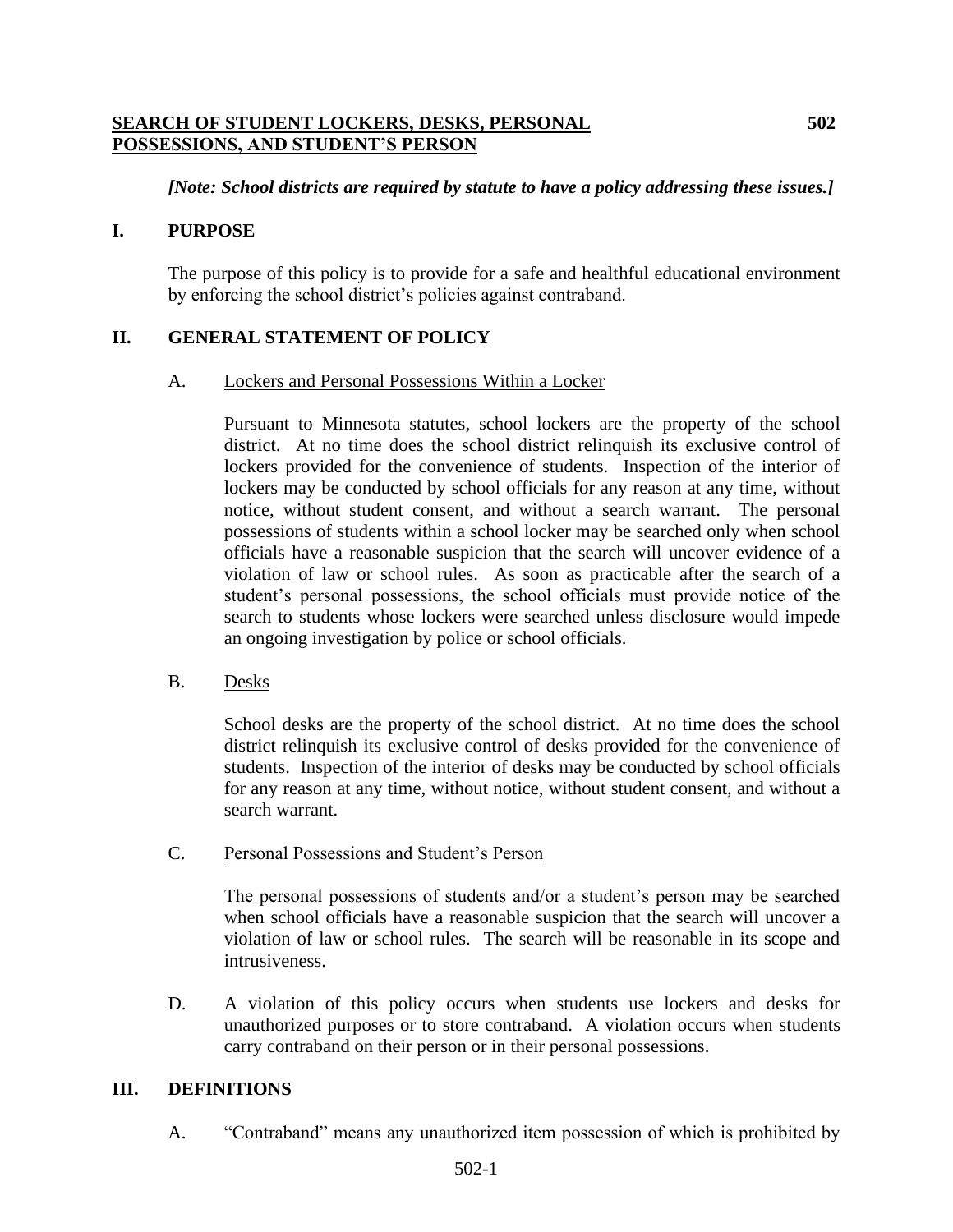# **SEARCH OF STUDENT LOCKERS, DESKS, PERSONAL POSSESSIONS, AND STUDENT'S PERSON** 502

***[Note: School districts are required by statute to have a policy addressing these issues.]***

## I. PURPOSE

The purpose of this policy is to provide for a safe and healthful educational environment by enforcing the school district's policies against contraband.

## II. GENERAL STATEMENT OF POLICY

A. Lockers and Personal Possessions Within a Locker

Pursuant to Minnesota statutes, school lockers are the property of the school district. At no time does the school district relinquish its exclusive control of lockers provided for the convenience of students. Inspection of the interior of lockers may be conducted by school officials for any reason at any time, without notice, without student consent, and without a search warrant. The personal possessions of students within a school locker may be searched only when school officials have a reasonable suspicion that the search will uncover evidence of a violation of law or school rules. As soon as practicable after the search of a student's personal possessions, the school officials must provide notice of the search to students whose lockers were searched unless disclosure would impede an ongoing investigation by police or school officials.

B. Desks

School desks are the property of the school district. At no time does the school district relinquish its exclusive control of desks provided for the convenience of students. Inspection of the interior of desks may be conducted by school officials for any reason at any time, without notice, without student consent, and without a search warrant.

C. Personal Possessions and Student's Person

The personal possessions of students and/or a student's person may be searched when school officials have a reasonable suspicion that the search will uncover a violation of law or school rules. The search will be reasonable in its scope and intrusiveness.

D. A violation of this policy occurs when students use lockers and desks for unauthorized purposes or to store contraband. A violation occurs when students carry contraband on their person or in their personal possessions.

## III. DEFINITIONS

A. "Contraband" means any unauthorized item possession of which is prohibited by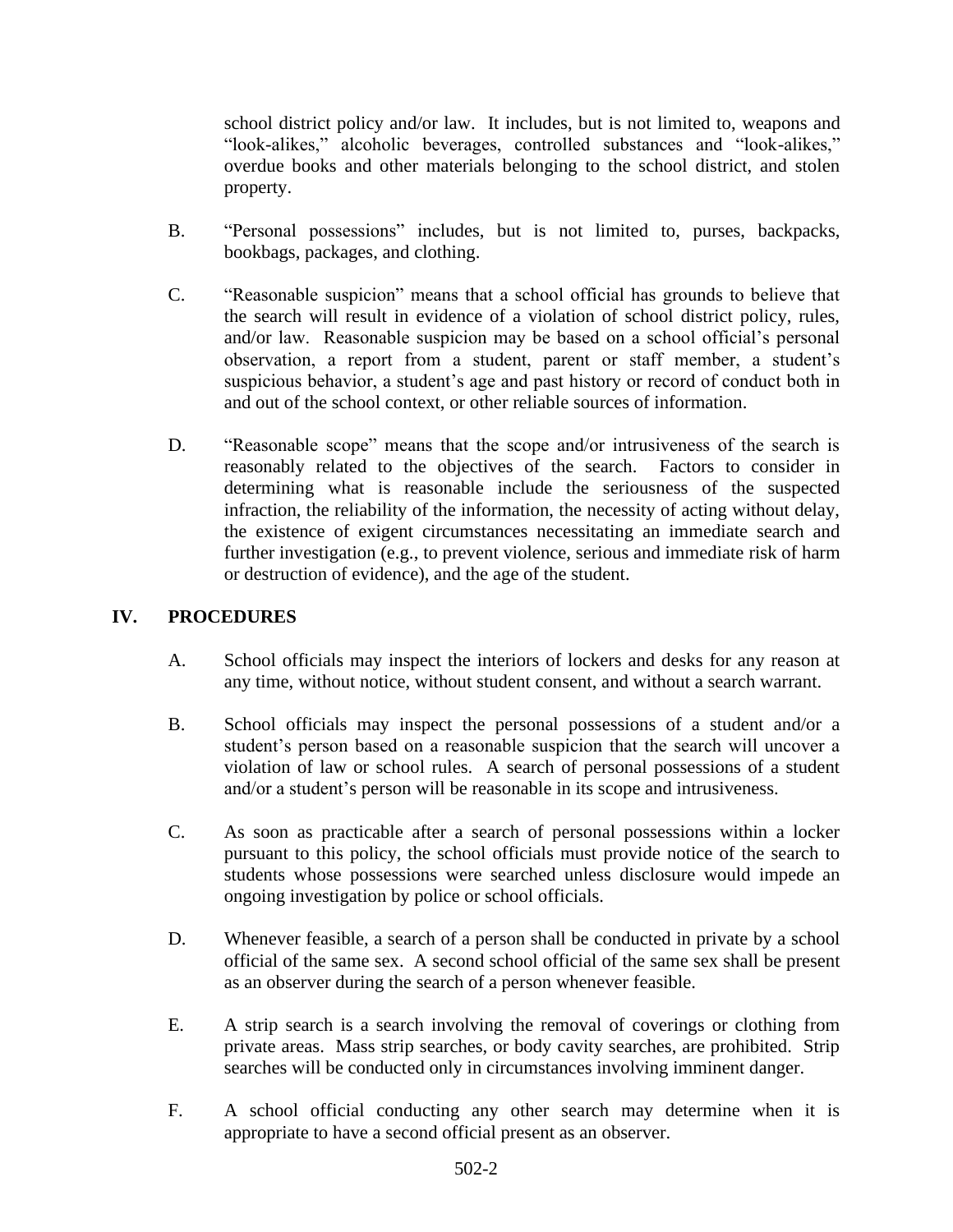school district policy and/or law. It includes, but is not limited to, weapons and "look-alikes," alcoholic beverages, controlled substances and "look-alikes," overdue books and other materials belonging to the school district, and stolen property.

B. "Personal possessions" includes, but is not limited to, purses, backpacks, bookbags, packages, and clothing.

C. "Reasonable suspicion" means that a school official has grounds to believe that the search will result in evidence of a violation of school district policy, rules, and/or law. Reasonable suspicion may be based on a school official's personal observation, a report from a student, parent or staff member, a student's suspicious behavior, a student's age and past history or record of conduct both in and out of the school context, or other reliable sources of information.

D. "Reasonable scope" means that the scope and/or intrusiveness of the search is reasonably related to the objectives of the search. Factors to consider in determining what is reasonable include the seriousness of the suspected infraction, the reliability of the information, the necessity of acting without delay, the existence of exigent circumstances necessitating an immediate search and further investigation (e.g., to prevent violence, serious and immediate risk of harm or destruction of evidence), and the age of the student.

## IV. PROCEDURES

A. School officials may inspect the interiors of lockers and desks for any reason at any time, without notice, without student consent, and without a search warrant.

B. School officials may inspect the personal possessions of a student and/or a student's person based on a reasonable suspicion that the search will uncover a violation of law or school rules. A search of personal possessions of a student and/or a student's person will be reasonable in its scope and intrusiveness.

C. As soon as practicable after a search of personal possessions within a locker pursuant to this policy, the school officials must provide notice of the search to students whose possessions were searched unless disclosure would impede an ongoing investigation by police or school officials.

D. Whenever feasible, a search of a person shall be conducted in private by a school official of the same sex. A second school official of the same sex shall be present as an observer during the search of a person whenever feasible.

E. A strip search is a search involving the removal of coverings or clothing from private areas. Mass strip searches, or body cavity searches, are prohibited. Strip searches will be conducted only in circumstances involving imminent danger.

F. A school official conducting any other search may determine when it is appropriate to have a second official present as an observer.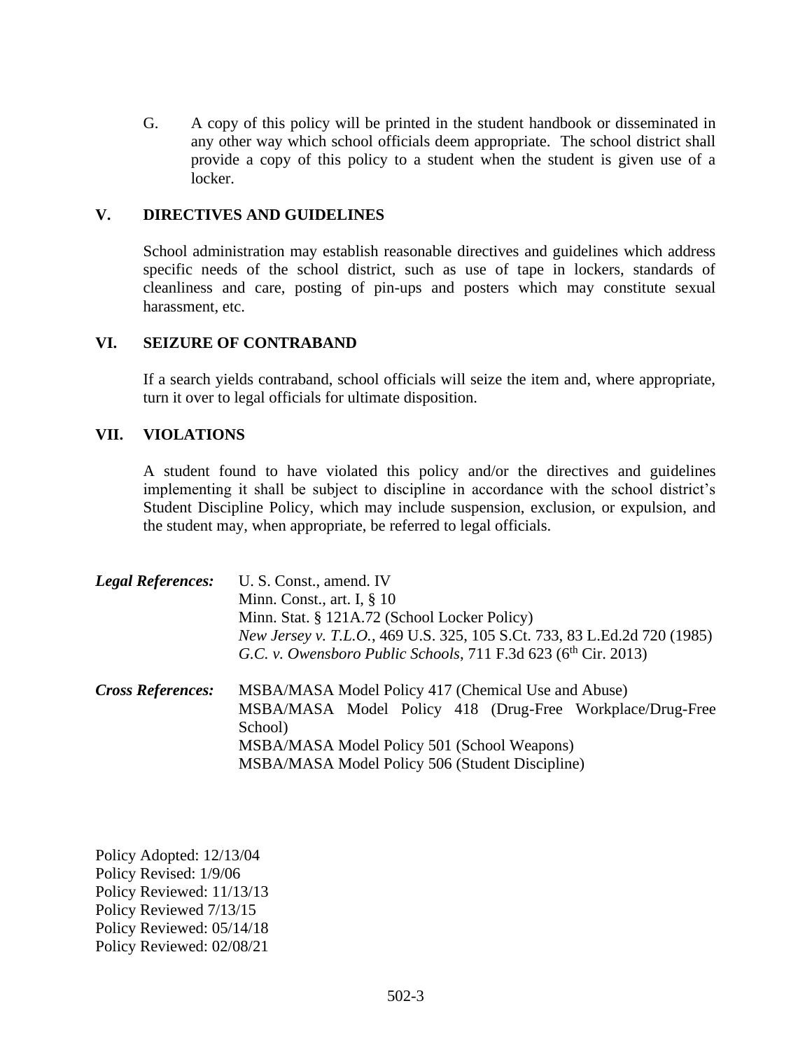G. A copy of this policy will be printed in the student handbook or disseminated in any other way which school officials deem appropriate. The school district shall provide a copy of this policy to a student when the student is given use of a locker.

## V. DIRECTIVES AND GUIDELINES

School administration may establish reasonable directives and guidelines which address specific needs of the school district, such as use of tape in lockers, standards of cleanliness and care, posting of pin-ups and posters which may constitute sexual harassment, etc.

## VI. SEIZURE OF CONTRABAND

If a search yields contraband, school officials will seize the item and, where appropriate, turn it over to legal officials for ultimate disposition.

## VII. VIOLATIONS

A student found to have violated this policy and/or the directives and guidelines implementing it shall be subject to discipline in accordance with the school district's Student Discipline Policy, which may include suspension, exclusion, or expulsion, and the student may, when appropriate, be referred to legal officials.

***Legal References:***
U. S. Const., amend. IV
Minn. Const., art. I, § 10
Minn. Stat. § 121A.72 (School Locker Policy)
*New Jersey v. T.L.O.*, 469 U.S. 325, 105 S.Ct. 733, 83 L.Ed.2d 720 (1985)
*G.C. v. Owensboro Public Schools*, 711 F.3d 623 (6th Cir. 2013)

***Cross References:***
MSBA/MASA Model Policy 417 (Chemical Use and Abuse)
MSBA/MASA Model Policy 418 (Drug-Free Workplace/Drug-Free School)
MSBA/MASA Model Policy 501 (School Weapons)
MSBA/MASA Model Policy 506 (Student Discipline)

Policy Adopted: 12/13/04
Policy Revised: 1/9/06
Policy Reviewed: 11/13/13
Policy Reviewed 7/13/15
Policy Reviewed: 05/14/18
Policy Reviewed: 02/08/21